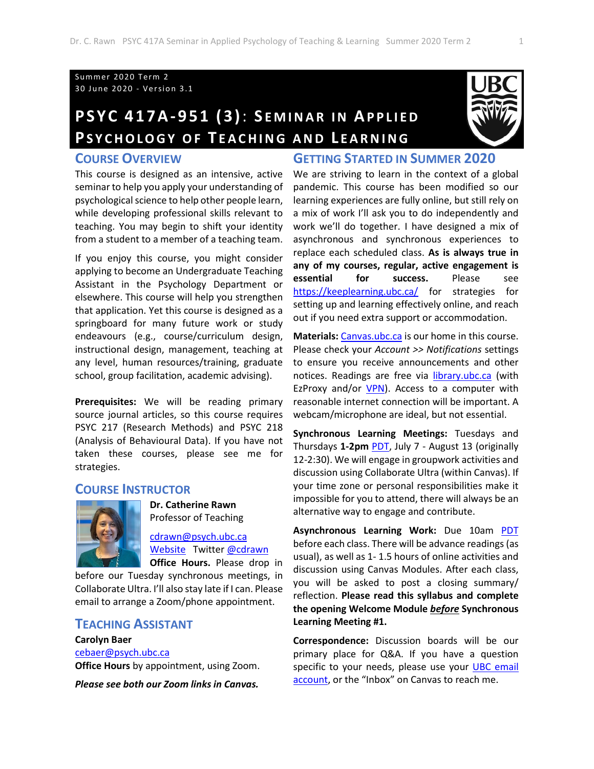Summer 2020 Term 2
30 June 2020 - Version 3.1

# PSYC 417A-951 (3): Seminar in Applied Psychology of Teaching and Learning

## Course Overview

This course is designed as an intensive, active seminar to help you apply your understanding of psychological science to help other people learn, while developing professional skills relevant to teaching. You may begin to shift your identity from a student to a member of a teaching team.

If you enjoy this course, you might consider applying to become an Undergraduate Teaching Assistant in the Psychology Department or elsewhere. This course will help you strengthen that application. Yet this course is designed as a springboard for many future work or study endeavours (e.g., course/curriculum design, instructional design, management, teaching at any level, human resources/training, graduate school, group facilitation, academic advising).

**Prerequisites:** We will be reading primary source journal articles, so this course requires PSYC 217 (Research Methods) and PSYC 218 (Analysis of Behavioural Data). If you have not taken these courses, please see me for strategies.

## Course Instructor

**Dr. Catherine Rawn**
Professor of Teaching

cdrawn@psych.ubc.ca
Website Twitter @cdrawn

**Office Hours.** Please drop in before our Tuesday synchronous meetings, in Collaborate Ultra. I'll also stay late if I can. Please email to arrange a Zoom/phone appointment.

## Teaching Assistant

**Carolyn Baer**
cebaer@psych.ubc.ca
**Office Hours** by appointment, using Zoom.

***Please see both our Zoom links in Canvas.***

## Getting Started in Summer 2020

We are striving to learn in the context of a global pandemic. This course has been modified so our learning experiences are fully online, but still rely on a mix of work I'll ask you to do independently and work we'll do together. I have designed a mix of asynchronous and synchronous experiences to replace each scheduled class. **As is always true in any of my courses, regular, active engagement is essential for success.** Please see https://keeplearning.ubc.ca/ for strategies for setting up and learning effectively online, and reach out if you need extra support or accommodation.

**Materials:** Canvas.ubc.ca is our home in this course. Please check your *Account >> Notifications* settings to ensure you receive announcements and other notices. Readings are free via library.ubc.ca (with EzProxy and/or VPN). Access to a computer with reasonable internet connection will be important. A webcam/microphone are ideal, but not essential.

**Synchronous Learning Meetings:** Tuesdays and Thursdays **1-2pm** PDT, July 7 - August 13 (originally 12-2:30). We will engage in groupwork activities and discussion using Collaborate Ultra (within Canvas). If your time zone or personal responsibilities make it impossible for you to attend, there will always be an alternative way to engage and contribute.

**Asynchronous Learning Work:** Due 10am PDT before each class. There will be advance readings (as usual), as well as 1- 1.5 hours of online activities and discussion using Canvas Modules. After each class, you will be asked to post a closing summary/ reflection. **Please read this syllabus and complete the opening Welcome Module *before* Synchronous Learning Meeting #1.**

**Correspondence:** Discussion boards will be our primary place for Q&A. If you have a question specific to your needs, please use your UBC email account, or the "Inbox" on Canvas to reach me.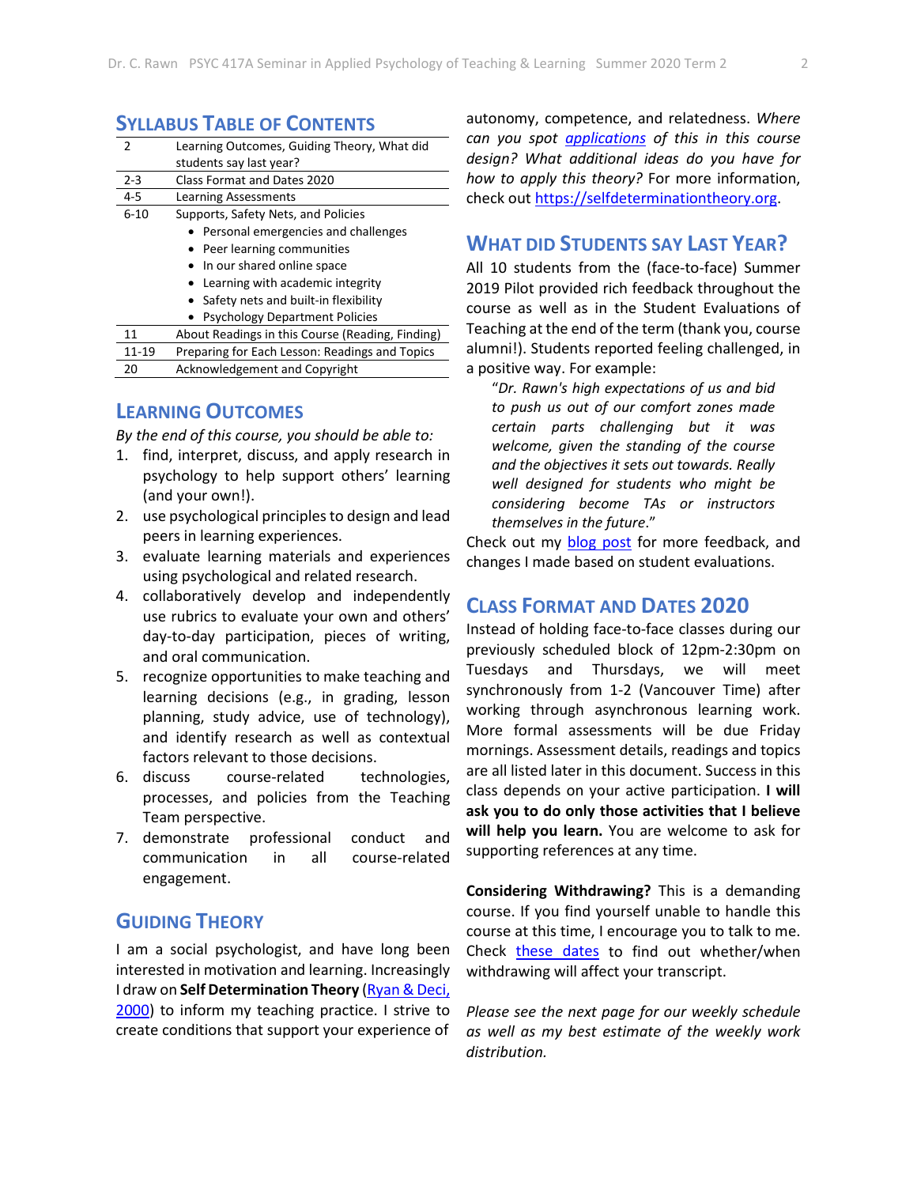## Syllabus Table of Contents

| | |
|---|---|
| 2 | Learning Outcomes, Guiding Theory, What did students say last year? |
| 2-3 | Class Format and Dates 2020 |
| 4-5 | Learning Assessments |
| 6-10 | Supports, Safety Nets, and Policies<br>• Personal emergencies and challenges<br>• Peer learning communities<br>• In our shared online space<br>• Learning with academic integrity<br>• Safety nets and built-in flexibility<br>• Psychology Department Policies |
| 11 | About Readings in this Course (Reading, Finding) |
| 11-19 | Preparing for Each Lesson: Readings and Topics |
| 20 | Acknowledgement and Copyright |

## Learning Outcomes

*By the end of this course, you should be able to:*

1. find, interpret, discuss, and apply research in psychology to help support others' learning (and your own!).
2. use psychological principles to design and lead peers in learning experiences.
3. evaluate learning materials and experiences using psychological and related research.
4. collaboratively develop and independently use rubrics to evaluate your own and others' day-to-day participation, pieces of writing, and oral communication.
5. recognize opportunities to make teaching and learning decisions (e.g., in grading, lesson planning, study advice, use of technology), and identify research as well as contextual factors relevant to those decisions.
6. discuss course-related technologies, processes, and policies from the Teaching Team perspective.
7. demonstrate professional conduct and communication in all course-related engagement.

## Guiding Theory

I am a social psychologist, and have long been interested in motivation and learning. Increasingly I draw on **Self Determination Theory** (Ryan & Deci, 2000) to inform my teaching practice. I strive to create conditions that support your experience of autonomy, competence, and relatedness. *Where can you spot applications of this in this course design? What additional ideas do you have for how to apply this theory?* For more information, check out https://selfdeterminationtheory.org.

## What did Students say Last Year?

All 10 students from the (face-to-face) Summer 2019 Pilot provided rich feedback throughout the course as well as in the Student Evaluations of Teaching at the end of the term (thank you, course alumni!). Students reported feeling challenged, in a positive way. For example:

> "*Dr. Rawn's high expectations of us and bid to push us out of our comfort zones made certain parts challenging but it was welcome, given the standing of the course and the objectives it sets out towards. Really well designed for students who might be considering become TAs or instructors themselves in the future.*"

Check out my blog post for more feedback, and changes I made based on student evaluations.

## Class Format and Dates 2020

Instead of holding face-to-face classes during our previously scheduled block of 12pm-2:30pm on Tuesdays and Thursdays, we will meet synchronously from 1-2 (Vancouver Time) after working through asynchronous learning work. More formal assessments will be due Friday mornings. Assessment details, readings and topics are all listed later in this document. Success in this class depends on your active participation. **I will ask you to do only those activities that I believe will help you learn.** You are welcome to ask for supporting references at any time.

**Considering Withdrawing?** This is a demanding course. If you find yourself unable to handle this course at this time, I encourage you to talk to me. Check these dates to find out whether/when withdrawing will affect your transcript.

*Please see the next page for our weekly schedule as well as my best estimate of the weekly work distribution.*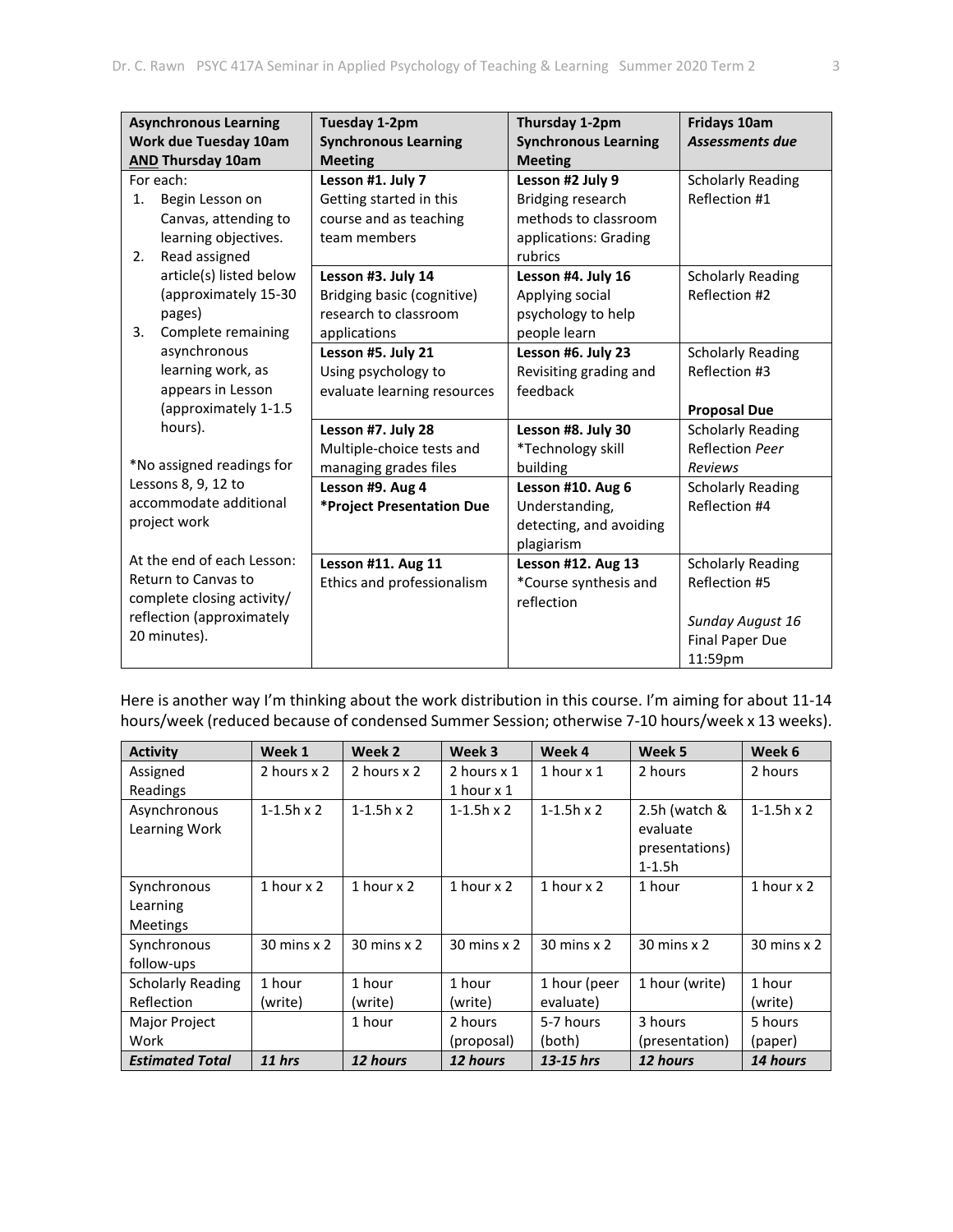| **Asynchronous Learning Work due Tuesday 10am AND Thursday 10am** | **Tuesday 1-2pm Synchronous Learning Meeting** | **Thursday 1-2pm Synchronous Learning Meeting** | **Fridays 10am *Assessments due*** |
|---|---|---|---|
| For each:<br>1. Begin Lesson on Canvas, attending to learning objectives.<br>2. Read assigned article(s) listed below (approximately 15-30 pages)<br>3. Complete remaining asynchronous learning work, as appears in Lesson (approximately 1-1.5 hours).<br><br>*No assigned readings for Lessons 8, 9, 12 to accommodate additional project work<br><br>At the end of each Lesson: Return to Canvas to complete closing activity/ reflection (approximately 20 minutes). | **Lesson #1. July 7**<br>Getting started in this course and as teaching team members | **Lesson #2 July 9**<br>Bridging research methods to classroom applications: Grading rubrics | Scholarly Reading Reflection #1 |
| | **Lesson #3. July 14**<br>Bridging basic (cognitive) research to classroom applications | **Lesson #4. July 16**<br>Applying social psychology to help people learn | Scholarly Reading Reflection #2 |
| | **Lesson #5. July 21**<br>Using psychology to evaluate learning resources | **Lesson #6. July 23**<br>Revisiting grading and feedback | Scholarly Reading Reflection #3<br><br>**Proposal Due** |
| | **Lesson #7. July 28**<br>Multiple-choice tests and managing grades files | **Lesson #8. July 30**<br>*Technology skill building | Scholarly Reading Reflection *Peer Reviews* |
| | **Lesson #9. Aug 4**<br>***Project Presentation Due** | **Lesson #10. Aug 6**<br>Understanding, detecting, and avoiding plagiarism | Scholarly Reading Reflection #4 |
| | **Lesson #11. Aug 11**<br>Ethics and professionalism | **Lesson #12. Aug 13**<br>*Course synthesis and reflection | Scholarly Reading Reflection #5<br><br>*Sunday August 16*<br>Final Paper Due 11:59pm |

Here is another way I'm thinking about the work distribution in this course. I'm aiming for about 11-14 hours/week (reduced because of condensed Summer Session; otherwise 7-10 hours/week x 13 weeks).

| **Activity** | **Week 1** | **Week 2** | **Week 3** | **Week 4** | **Week 5** | **Week 6** |
|---|---|---|---|---|---|---|
| Assigned Readings | 2 hours x 2 | 2 hours x 2 | 2 hours x 1<br>1 hour x 1 | 1 hour x 1 | 2 hours | 2 hours |
| Asynchronous Learning Work | 1-1.5h x 2 | 1-1.5h x 2 | 1-1.5h x 2 | 1-1.5h x 2 | 2.5h (watch & evaluate presentations)<br>1-1.5h | 1-1.5h x 2 |
| Synchronous Learning Meetings | 1 hour x 2 | 1 hour x 2 | 1 hour x 2 | 1 hour x 2 | 1 hour | 1 hour x 2 |
| Synchronous follow-ups | 30 mins x 2 | 30 mins x 2 | 30 mins x 2 | 30 mins x 2 | 30 mins x 2 | 30 mins x 2 |
| Scholarly Reading Reflection | 1 hour (write) | 1 hour (write) | 1 hour (write) | 1 hour (peer evaluate) | 1 hour (write) | 1 hour (write) |
| Major Project Work | | 1 hour | 2 hours (proposal) | 5-7 hours (both) | 3 hours (presentation) | 5 hours (paper) |
| ***Estimated Total*** | ***11 hrs*** | ***12 hours*** | ***12 hours*** | ***13-15 hrs*** | ***12 hours*** | ***14 hours*** |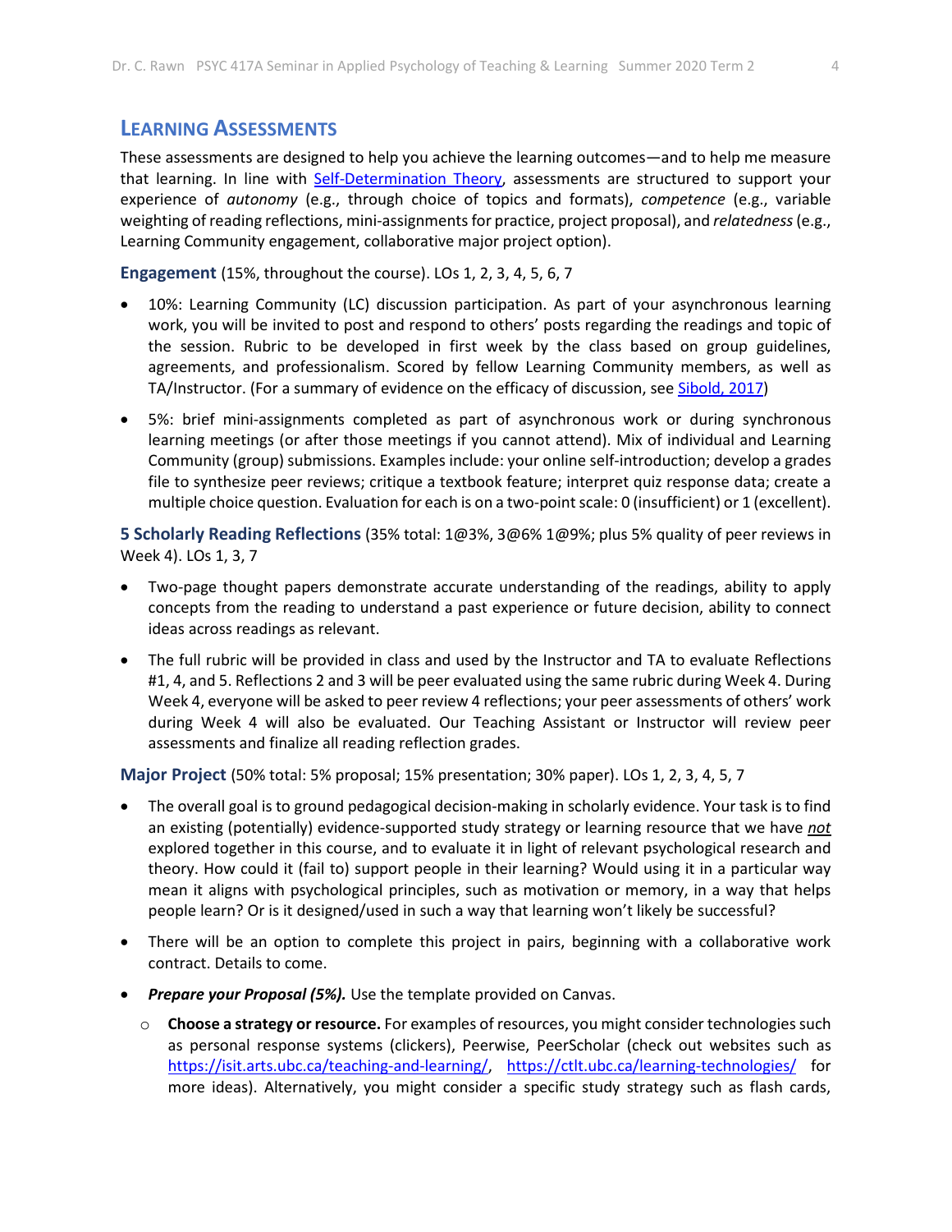## Learning Assessments

These assessments are designed to help you achieve the learning outcomes—and to help me measure that learning. In line with Self-Determination Theory, assessments are structured to support your experience of *autonomy* (e.g., through choice of topics and formats), *competence* (e.g., variable weighting of reading reflections, mini-assignments for practice, project proposal), and *relatedness* (e.g., Learning Community engagement, collaborative major project option).

**Engagement** (15%, throughout the course). LOs 1, 2, 3, 4, 5, 6, 7

- 10%: Learning Community (LC) discussion participation. As part of your asynchronous learning work, you will be invited to post and respond to others' posts regarding the readings and topic of the session. Rubric to be developed in first week by the class based on group guidelines, agreements, and professionalism. Scored by fellow Learning Community members, as well as TA/Instructor. (For a summary of evidence on the efficacy of discussion, see Sibold, 2017)
- 5%: brief mini-assignments completed as part of asynchronous work or during synchronous learning meetings (or after those meetings if you cannot attend). Mix of individual and Learning Community (group) submissions. Examples include: your online self-introduction; develop a grades file to synthesize peer reviews; critique a textbook feature; interpret quiz response data; create a multiple choice question. Evaluation for each is on a two-point scale: 0 (insufficient) or 1 (excellent).

**5 Scholarly Reading Reflections** (35% total: 1@3%, 3@6% 1@9%; plus 5% quality of peer reviews in Week 4). LOs 1, 3, 7

- Two-page thought papers demonstrate accurate understanding of the readings, ability to apply concepts from the reading to understand a past experience or future decision, ability to connect ideas across readings as relevant.
- The full rubric will be provided in class and used by the Instructor and TA to evaluate Reflections #1, 4, and 5. Reflections 2 and 3 will be peer evaluated using the same rubric during Week 4. During Week 4, everyone will be asked to peer review 4 reflections; your peer assessments of others' work during Week 4 will also be evaluated. Our Teaching Assistant or Instructor will review peer assessments and finalize all reading reflection grades.

**Major Project** (50% total: 5% proposal; 15% presentation; 30% paper). LOs 1, 2, 3, 4, 5, 7

- The overall goal is to ground pedagogical decision-making in scholarly evidence. Your task is to find an existing (potentially) evidence-supported study strategy or learning resource that we have ***not*** explored together in this course, and to evaluate it in light of relevant psychological research and theory. How could it (fail to) support people in their learning? Would using it in a particular way mean it aligns with psychological principles, such as motivation or memory, in a way that helps people learn? Or is it designed/used in such a way that learning won't likely be successful?
- There will be an option to complete this project in pairs, beginning with a collaborative work contract. Details to come.
- ***Prepare your Proposal (5%).*** Use the template provided on Canvas.
  - **Choose a strategy or resource.** For examples of resources, you might consider technologies such as personal response systems (clickers), Peerwise, PeerScholar (check out websites such as https://isit.arts.ubc.ca/teaching-and-learning/, https://ctlt.ubc.ca/learning-technologies/ for more ideas). Alternatively, you might consider a specific study strategy such as flash cards,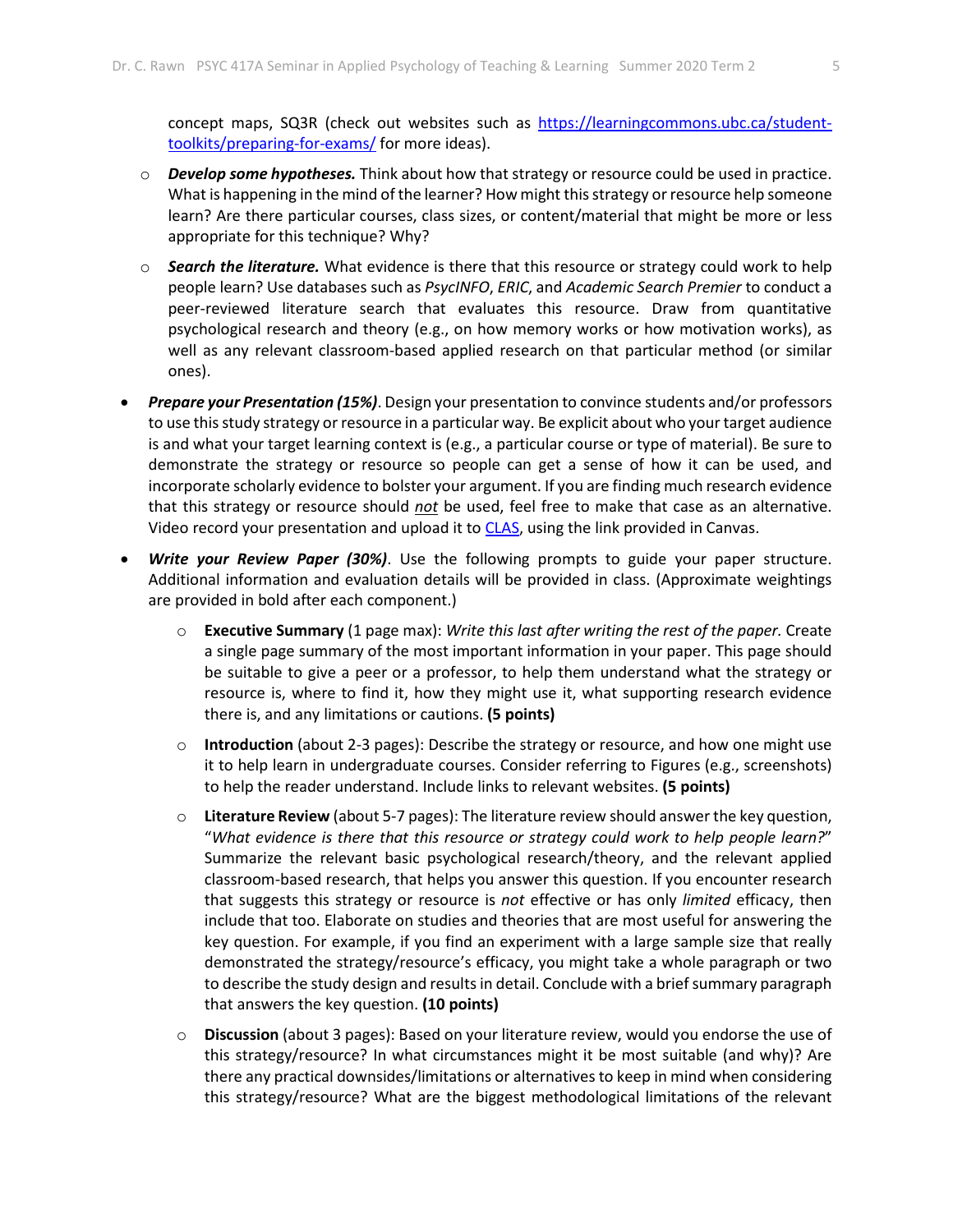concept maps, SQ3R (check out websites such as [https://learningcommons.ubc.ca/student-toolkits/preparing-for-exams/](https://learningcommons.ubc.ca/student-toolkits/preparing-for-exams/) for more ideas).

- ***Develop some hypotheses.*** Think about how that strategy or resource could be used in practice. What is happening in the mind of the learner? How might this strategy or resource help someone learn? Are there particular courses, class sizes, or content/material that might be more or less appropriate for this technique? Why?
- ***Search the literature.*** What evidence is there that this resource or strategy could work to help people learn? Use databases such as *PsycINFO*, *ERIC*, and *Academic Search Premier* to conduct a peer-reviewed literature search that evaluates this resource. Draw from quantitative psychological research and theory (e.g., on how memory works or how motivation works), as well as any relevant classroom-based applied research on that particular method (or similar ones).

- ***Prepare your Presentation (15%)***. Design your presentation to convince students and/or professors to use this study strategy or resource in a particular way. Be explicit about who your target audience is and what your target learning context is (e.g., a particular course or type of material). Be sure to demonstrate the strategy or resource so people can get a sense of how it can be used, and incorporate scholarly evidence to bolster your argument. If you are finding much research evidence that this strategy or resource should *not* be used, feel free to make that case as an alternative. Video record your presentation and upload it to CLAS, using the link provided in Canvas.
- ***Write your Review Paper (30%)***. Use the following prompts to guide your paper structure. Additional information and evaluation details will be provided in class. (Approximate weightings are provided in bold after each component.)
  - **Executive Summary** (1 page max): *Write this last after writing the rest of the paper.* Create a single page summary of the most important information in your paper. This page should be suitable to give a peer or a professor, to help them understand what the strategy or resource is, where to find it, how they might use it, what supporting research evidence there is, and any limitations or cautions. **(5 points)**
  - **Introduction** (about 2-3 pages): Describe the strategy or resource, and how one might use it to help learn in undergraduate courses. Consider referring to Figures (e.g., screenshots) to help the reader understand. Include links to relevant websites. **(5 points)**
  - **Literature Review** (about 5-7 pages): The literature review should answer the key question, "*What evidence is there that this resource or strategy could work to help people learn?*" Summarize the relevant basic psychological research/theory, and the relevant applied classroom-based research, that helps you answer this question. If you encounter research that suggests this strategy or resource is *not* effective or has only *limited* efficacy, then include that too. Elaborate on studies and theories that are most useful for answering the key question. For example, if you find an experiment with a large sample size that really demonstrated the strategy/resource's efficacy, you might take a whole paragraph or two to describe the study design and results in detail. Conclude with a brief summary paragraph that answers the key question. **(10 points)**
  - **Discussion** (about 3 pages): Based on your literature review, would you endorse the use of this strategy/resource? In what circumstances might it be most suitable (and why)? Are there any practical downsides/limitations or alternatives to keep in mind when considering this strategy/resource? What are the biggest methodological limitations of the relevant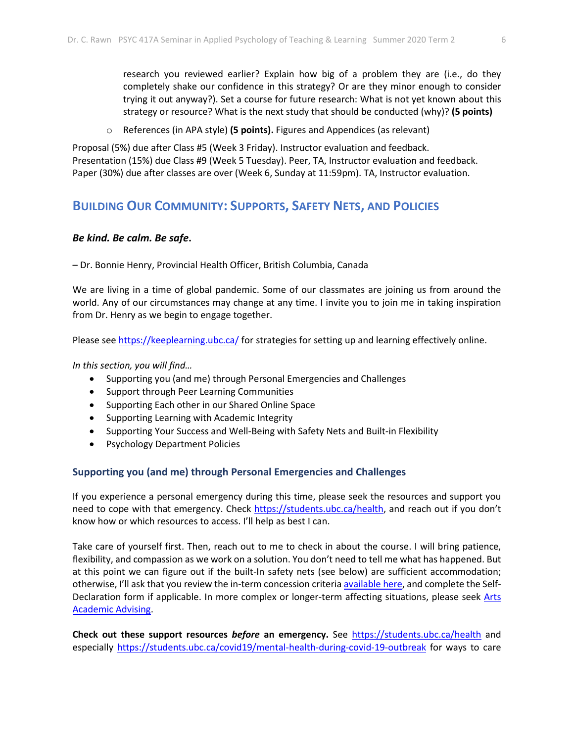research you reviewed earlier? Explain how big of a problem they are (i.e., do they completely shake our confidence in this strategy? Or are they minor enough to consider trying it out anyway?). Set a course for future research: What is not yet known about this strategy or resource? What is the next study that should be conducted (why)? **(5 points)**

- References (in APA style) **(5 points).** Figures and Appendices (as relevant)

Proposal (5%) due after Class #5 (Week 3 Friday). Instructor evaluation and feedback.
Presentation (15%) due Class #9 (Week 5 Tuesday). Peer, TA, Instructor evaluation and feedback.
Paper (30%) due after classes are over (Week 6, Sunday at 11:59pm). TA, Instructor evaluation.

## Building Our Community: Supports, Safety Nets, and Policies

***Be kind. Be calm. Be safe*.**

– Dr. Bonnie Henry, Provincial Health Officer, British Columbia, Canada

We are living in a time of global pandemic. Some of our classmates are joining us from around the world. Any of our circumstances may change at any time. I invite you to join me in taking inspiration from Dr. Henry as we begin to engage together.

Please see https://keeplearning.ubc.ca/ for strategies for setting up and learning effectively online.

*In this section, you will find…*

- Supporting you (and me) through Personal Emergencies and Challenges
- Support through Peer Learning Communities
- Supporting Each other in our Shared Online Space
- Supporting Learning with Academic Integrity
- Supporting Your Success and Well-Being with Safety Nets and Built-in Flexibility
- Psychology Department Policies

### Supporting you (and me) through Personal Emergencies and Challenges

If you experience a personal emergency during this time, please seek the resources and support you need to cope with that emergency. Check https://students.ubc.ca/health, and reach out if you don't know how or which resources to access. I'll help as best I can.

Take care of yourself first. Then, reach out to me to check in about the course. I will bring patience, flexibility, and compassion as we work on a solution. You don't need to tell me what has happened. But at this point we can figure out if the built-In safety nets (see below) are sufficient accommodation; otherwise, I'll ask that you review the in-term concession criteria available here, and complete the Self-Declaration form if applicable. In more complex or longer-term affecting situations, please seek Arts Academic Advising.

**Check out these support resources *before* an emergency.** See https://students.ubc.ca/health and especially https://students.ubc.ca/covid19/mental-health-during-covid-19-outbreak for ways to care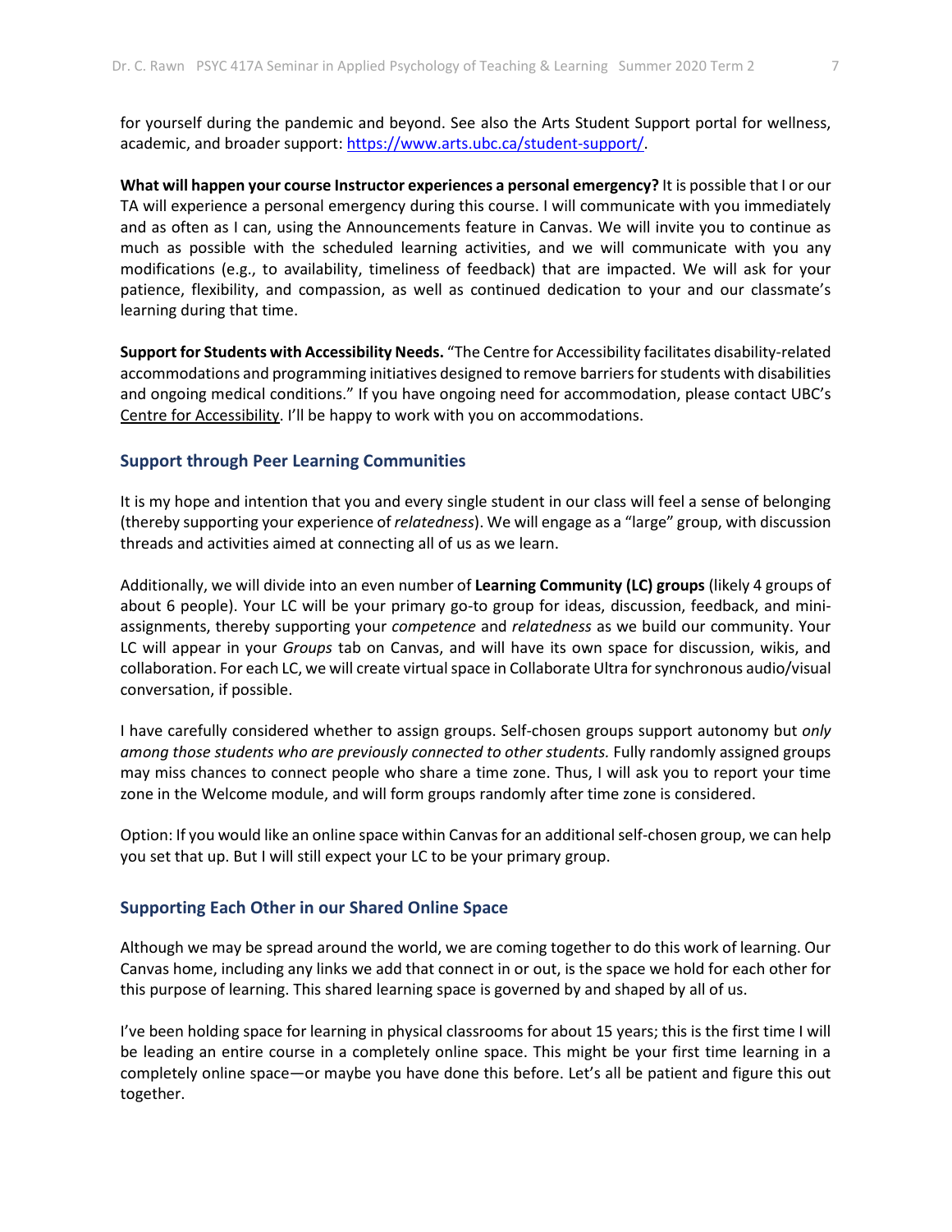for yourself during the pandemic and beyond. See also the Arts Student Support portal for wellness, academic, and broader support: https://www.arts.ubc.ca/student-support/.

**What will happen your course Instructor experiences a personal emergency?** It is possible that I or our TA will experience a personal emergency during this course. I will communicate with you immediately and as often as I can, using the Announcements feature in Canvas. We will invite you to continue as much as possible with the scheduled learning activities, and we will communicate with you any modifications (e.g., to availability, timeliness of feedback) that are impacted. We will ask for your patience, flexibility, and compassion, as well as continued dedication to your and our classmate's learning during that time.

**Support for Students with Accessibility Needs.** "The Centre for Accessibility facilitates disability-related accommodations and programming initiatives designed to remove barriers for students with disabilities and ongoing medical conditions." If you have ongoing need for accommodation, please contact UBC's Centre for Accessibility. I'll be happy to work with you on accommodations.

### Support through Peer Learning Communities

It is my hope and intention that you and every single student in our class will feel a sense of belonging (thereby supporting your experience of *relatedness*). We will engage as a "large" group, with discussion threads and activities aimed at connecting all of us as we learn.

Additionally, we will divide into an even number of **Learning Community (LC) groups** (likely 4 groups of about 6 people). Your LC will be your primary go-to group for ideas, discussion, feedback, and mini-assignments, thereby supporting your *competence* and *relatedness* as we build our community. Your LC will appear in your *Groups* tab on Canvas, and will have its own space for discussion, wikis, and collaboration. For each LC, we will create virtual space in Collaborate Ultra for synchronous audio/visual conversation, if possible.

I have carefully considered whether to assign groups. Self-chosen groups support autonomy but *only among those students who are previously connected to other students.* Fully randomly assigned groups may miss chances to connect people who share a time zone. Thus, I will ask you to report your time zone in the Welcome module, and will form groups randomly after time zone is considered.

Option: If you would like an online space within Canvas for an additional self-chosen group, we can help you set that up. But I will still expect your LC to be your primary group.

### Supporting Each Other in our Shared Online Space

Although we may be spread around the world, we are coming together to do this work of learning. Our Canvas home, including any links we add that connect in or out, is the space we hold for each other for this purpose of learning. This shared learning space is governed by and shaped by all of us.

I've been holding space for learning in physical classrooms for about 15 years; this is the first time I will be leading an entire course in a completely online space. This might be your first time learning in a completely online space—or maybe you have done this before. Let's all be patient and figure this out together.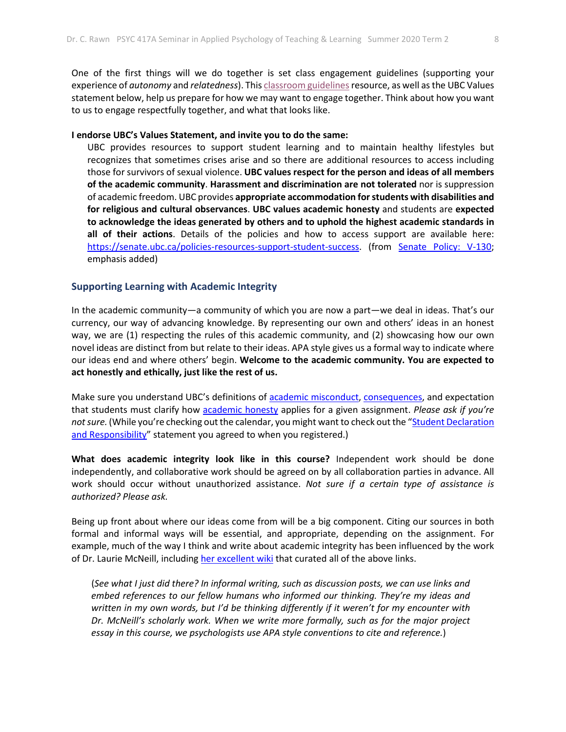One of the first things will we do together is set class engagement guidelines (supporting your experience of *autonomy* and *relatedness*). This classroom guidelines resource, as well as the UBC Values statement below, help us prepare for how we may want to engage together. Think about how you want to us to engage respectfully together, and what that looks like.

**I endorse UBC's Values Statement, and invite you to do the same:**

> UBC provides resources to support student learning and to maintain healthy lifestyles but recognizes that sometimes crises arise and so there are additional resources to access including those for survivors of sexual violence. **UBC values respect for the person and ideas of all members of the academic community**. **Harassment and discrimination are not tolerated** nor is suppression of academic freedom. UBC provides **appropriate accommodation for students with disabilities and for religious and cultural observances**. **UBC values academic honesty** and students are **expected to acknowledge the ideas generated by others and to uphold the highest academic standards in all of their actions**. Details of the policies and how to access support are available here: https://senate.ubc.ca/policies-resources-support-student-success. (from Senate Policy: V-130; emphasis added)

### Supporting Learning with Academic Integrity

In the academic community—a community of which you are now a part—we deal in ideas. That's our currency, our way of advancing knowledge. By representing our own and others' ideas in an honest way, we are (1) respecting the rules of this academic community, and (2) showcasing how our own novel ideas are distinct from but relate to their ideas. APA style gives us a formal way to indicate where our ideas end and where others' begin. **Welcome to the academic community. You are expected to act honestly and ethically, just like the rest of us.**

Make sure you understand UBC's definitions of academic misconduct, consequences, and expectation that students must clarify how academic honesty applies for a given assignment. *Please ask if you're not sure.* (While you're checking out the calendar, you might want to check out the "Student Declaration and Responsibility" statement you agreed to when you registered.)

**What does academic integrity look like in this course?** Independent work should be done independently, and collaborative work should be agreed on by all collaboration parties in advance. All work should occur without unauthorized assistance. *Not sure if a certain type of assistance is authorized? Please ask.*

Being up front about where our ideas come from will be a big component. Citing our sources in both formal and informal ways will be essential, and appropriate, depending on the assignment. For example, much of the way I think and write about academic integrity has been influenced by the work of Dr. Laurie McNeill, including her excellent wiki that curated all of the above links.

> (*See what I just did there? In informal writing, such as discussion posts, we can use links and embed references to our fellow humans who informed our thinking. They're my ideas and written in my own words, but I'd be thinking differently if it weren't for my encounter with Dr. McNeill's scholarly work. When we write more formally, such as for the major project essay in this course, we psychologists use APA style conventions to cite and reference.*)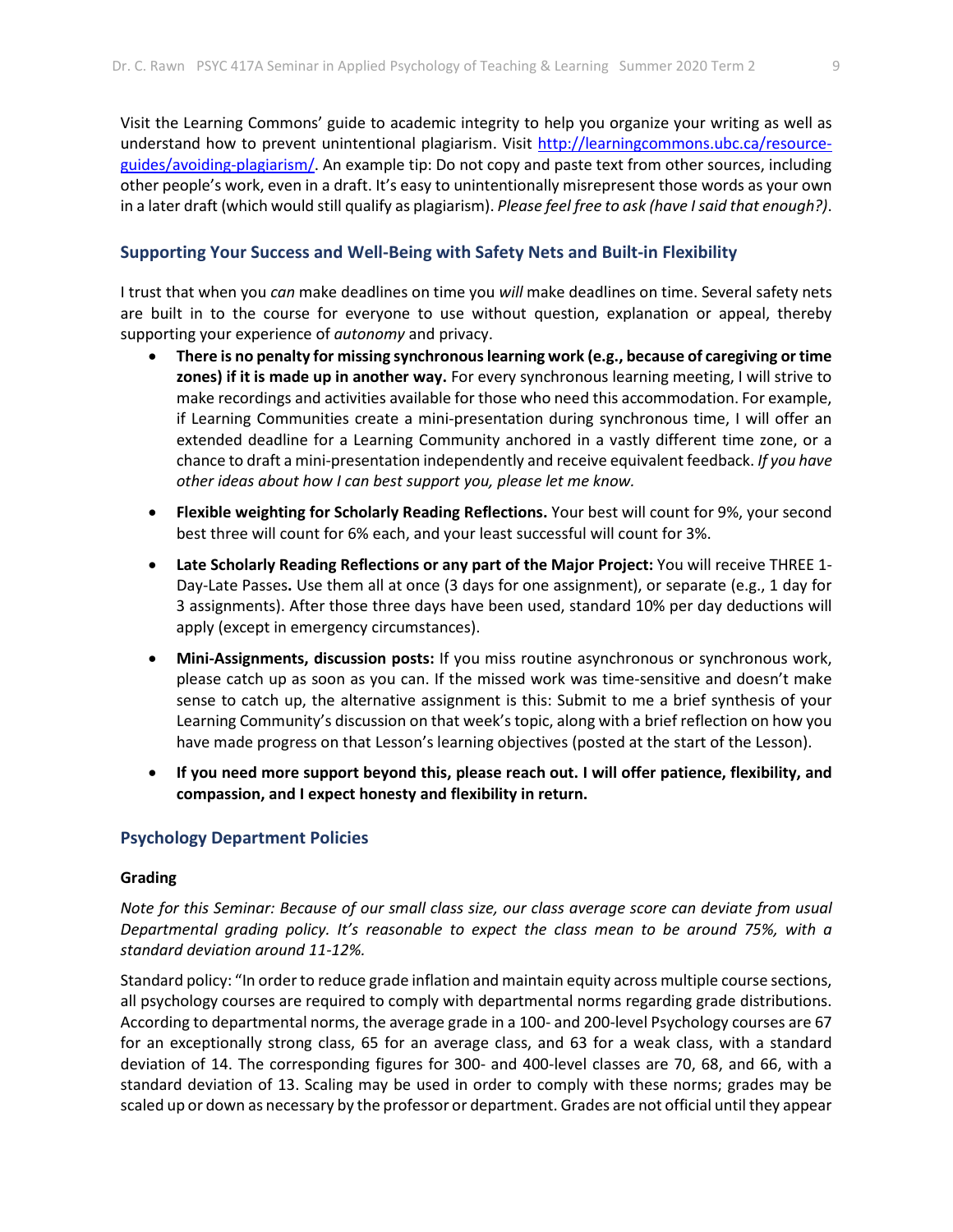Visit the Learning Commons' guide to academic integrity to help you organize your writing as well as understand how to prevent unintentional plagiarism. Visit http://learningcommons.ubc.ca/resource-guides/avoiding-plagiarism/. An example tip: Do not copy and paste text from other sources, including other people's work, even in a draft. It's easy to unintentionally misrepresent those words as your own in a later draft (which would still qualify as plagiarism). *Please feel free to ask (have I said that enough?)*.

## Supporting Your Success and Well-Being with Safety Nets and Built-in Flexibility

I trust that when you *can* make deadlines on time you *will* make deadlines on time. Several safety nets are built in to the course for everyone to use without question, explanation or appeal, thereby supporting your experience of *autonomy* and privacy.

- **There is no penalty for missing synchronous learning work (e.g., because of caregiving or time zones) if it is made up in another way.** For every synchronous learning meeting, I will strive to make recordings and activities available for those who need this accommodation. For example, if Learning Communities create a mini-presentation during synchronous time, I will offer an extended deadline for a Learning Community anchored in a vastly different time zone, or a chance to draft a mini-presentation independently and receive equivalent feedback. *If you have other ideas about how I can best support you, please let me know.*
- **Flexible weighting for Scholarly Reading Reflections.** Your best will count for 9%, your second best three will count for 6% each, and your least successful will count for 3%.
- **Late Scholarly Reading Reflections or any part of the Major Project:** You will receive THREE 1-Day-Late Passes**.** Use them all at once (3 days for one assignment), or separate (e.g., 1 day for 3 assignments). After those three days have been used, standard 10% per day deductions will apply (except in emergency circumstances).
- **Mini-Assignments, discussion posts:** If you miss routine asynchronous or synchronous work, please catch up as soon as you can. If the missed work was time-sensitive and doesn't make sense to catch up, the alternative assignment is this: Submit to me a brief synthesis of your Learning Community's discussion on that week's topic, along with a brief reflection on how you have made progress on that Lesson's learning objectives (posted at the start of the Lesson).
- **If you need more support beyond this, please reach out. I will offer patience, flexibility, and compassion, and I expect honesty and flexibility in return.**

## Psychology Department Policies

### Grading

*Note for this Seminar: Because of our small class size, our class average score can deviate from usual Departmental grading policy. It's reasonable to expect the class mean to be around 75%, with a standard deviation around 11-12%.*

Standard policy: "In order to reduce grade inflation and maintain equity across multiple course sections, all psychology courses are required to comply with departmental norms regarding grade distributions. According to departmental norms, the average grade in a 100- and 200-level Psychology courses are 67 for an exceptionally strong class, 65 for an average class, and 63 for a weak class, with a standard deviation of 14. The corresponding figures for 300- and 400-level classes are 70, 68, and 66, with a standard deviation of 13. Scaling may be used in order to comply with these norms; grades may be scaled up or down as necessary by the professor or department. Grades are not official until they appear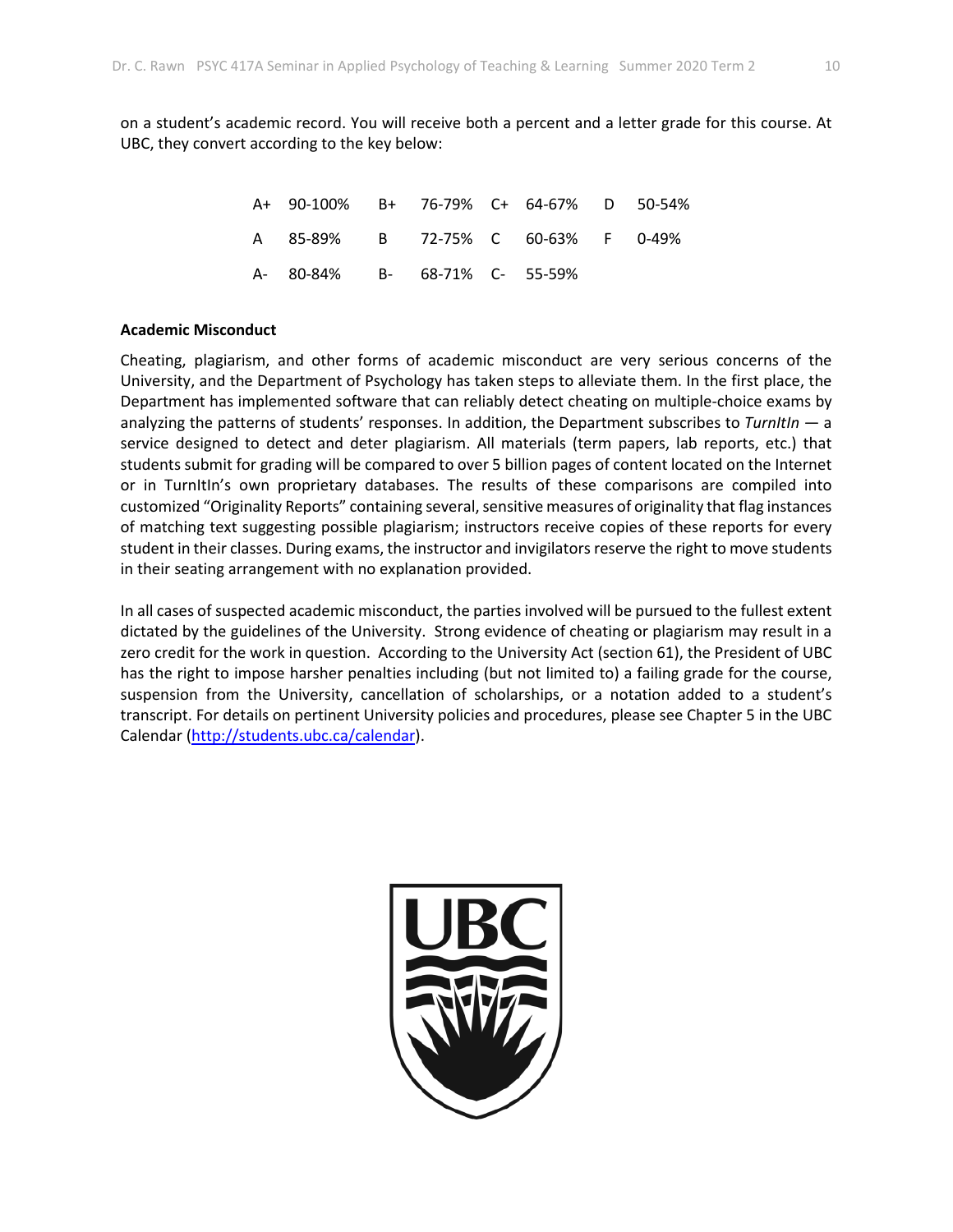on a student's academic record. You will receive both a percent and a letter grade for this course. At UBC, they convert according to the key below:

| | | | | | | | |
|---|---|---|---|---|---|---|---|
| A+ | 90-100% | B+ | 76-79% | C+ | 64-67% | D | 50-54% |
| A | 85-89% | B | 72-75% | C | 60-63% | F | 0-49% |
| A- | 80-84% | B- | 68-71% | C- | 55-59% | | |

**Academic Misconduct**

Cheating, plagiarism, and other forms of academic misconduct are very serious concerns of the University, and the Department of Psychology has taken steps to alleviate them. In the first place, the Department has implemented software that can reliably detect cheating on multiple-choice exams by analyzing the patterns of students' responses. In addition, the Department subscribes to *TurnItIn* — a service designed to detect and deter plagiarism. All materials (term papers, lab reports, etc.) that students submit for grading will be compared to over 5 billion pages of content located on the Internet or in TurnItIn's own proprietary databases. The results of these comparisons are compiled into customized "Originality Reports" containing several, sensitive measures of originality that flag instances of matching text suggesting possible plagiarism; instructors receive copies of these reports for every student in their classes. During exams, the instructor and invigilators reserve the right to move students in their seating arrangement with no explanation provided.

In all cases of suspected academic misconduct, the parties involved will be pursued to the fullest extent dictated by the guidelines of the University. Strong evidence of cheating or plagiarism may result in a zero credit for the work in question. According to the University Act (section 61), the President of UBC has the right to impose harsher penalties including (but not limited to) a failing grade for the course, suspension from the University, cancellation of scholarships, or a notation added to a student's transcript. For details on pertinent University policies and procedures, please see Chapter 5 in the UBC Calendar (http://students.ubc.ca/calendar).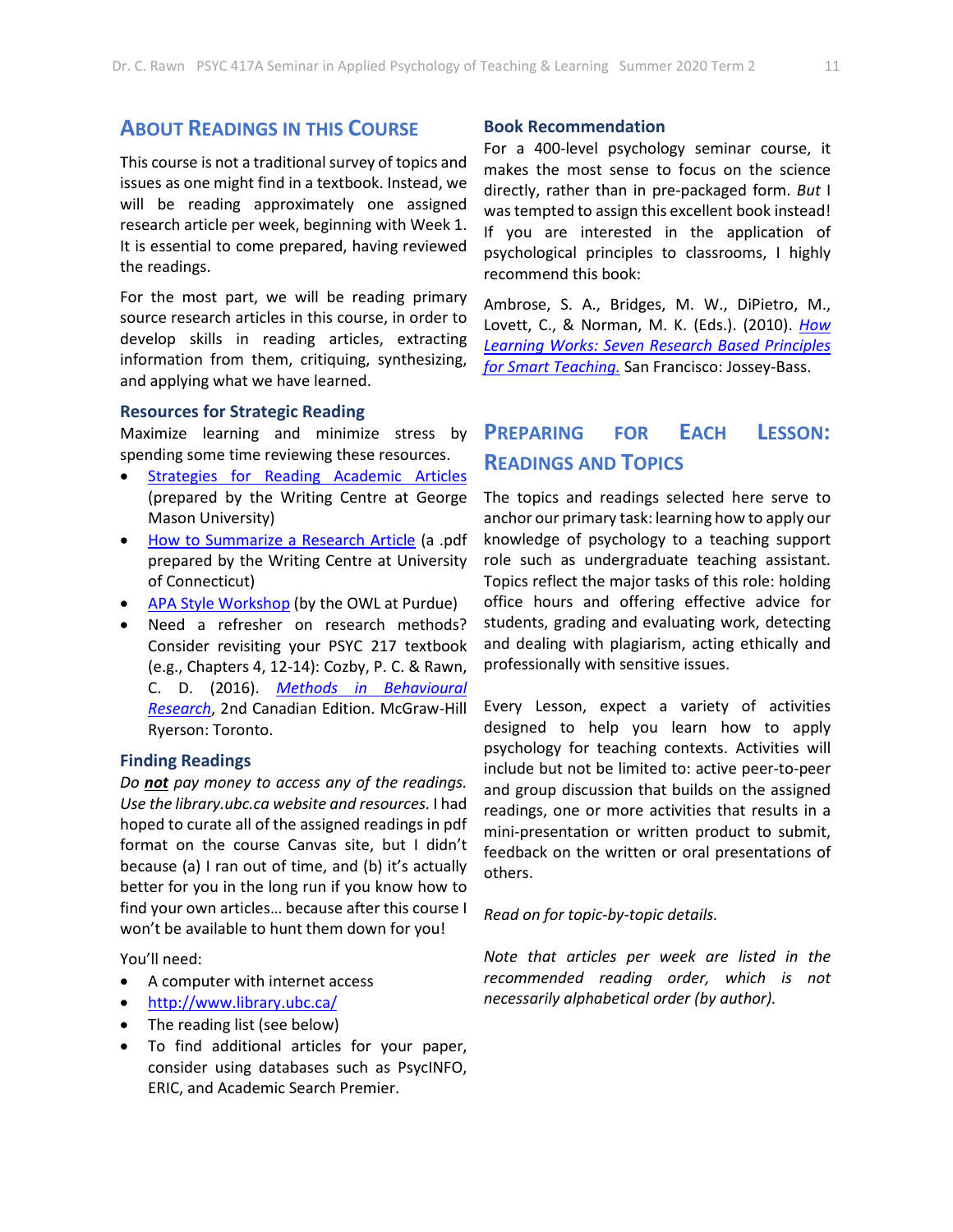## About Readings in this Course

This course is not a traditional survey of topics and issues as one might find in a textbook. Instead, we will be reading approximately one assigned research article per week, beginning with Week 1. It is essential to come prepared, having reviewed the readings.

For the most part, we will be reading primary source research articles in this course, in order to develop skills in reading articles, extracting information from them, critiquing, synthesizing, and applying what we have learned.

### Resources for Strategic Reading

Maximize learning and minimize stress by spending some time reviewing these resources.

- Strategies for Reading Academic Articles (prepared by the Writing Centre at George Mason University)
- How to Summarize a Research Article (a .pdf prepared by the Writing Centre at University of Connecticut)
- APA Style Workshop (by the OWL at Purdue)
- Need a refresher on research methods? Consider revisiting your PSYC 217 textbook (e.g., Chapters 4, 12-14): Cozby, P. C. & Rawn, C. D. (2016). *Methods in Behavioural Research*, 2nd Canadian Edition. McGraw-Hill Ryerson: Toronto.

### Finding Readings

*Do **not** pay money to access any of the readings. Use the library.ubc.ca website and resources.* I had hoped to curate all of the assigned readings in pdf format on the course Canvas site, but I didn't because (a) I ran out of time, and (b) it's actually better for you in the long run if you know how to find your own articles… because after this course I won't be available to hunt them down for you!

You'll need:

- A computer with internet access
- http://www.library.ubc.ca/
- The reading list (see below)
- To find additional articles for your paper, consider using databases such as PsycINFO, ERIC, and Academic Search Premier.

### Book Recommendation

For a 400-level psychology seminar course, it makes the most sense to focus on the science directly, rather than in pre-packaged form. *But* I was tempted to assign this excellent book instead! If you are interested in the application of psychological principles to classrooms, I highly recommend this book:

Ambrose, S. A., Bridges, M. W., DiPietro, M., Lovett, C., & Norman, M. K. (Eds.). (2010). *How Learning Works: Seven Research Based Principles for Smart Teaching.* San Francisco: Jossey-Bass.

## Preparing for Each Lesson: Readings and Topics

The topics and readings selected here serve to anchor our primary task: learning how to apply our knowledge of psychology to a teaching support role such as undergraduate teaching assistant. Topics reflect the major tasks of this role: holding office hours and offering effective advice for students, grading and evaluating work, detecting and dealing with plagiarism, acting ethically and professionally with sensitive issues.

Every Lesson, expect a variety of activities designed to help you learn how to apply psychology for teaching contexts. Activities will include but not be limited to: active peer-to-peer and group discussion that builds on the assigned readings, one or more activities that results in a mini-presentation or written product to submit, feedback on the written or oral presentations of others.

*Read on for topic-by-topic details.*

*Note that articles per week are listed in the recommended reading order, which is not necessarily alphabetical order (by author).*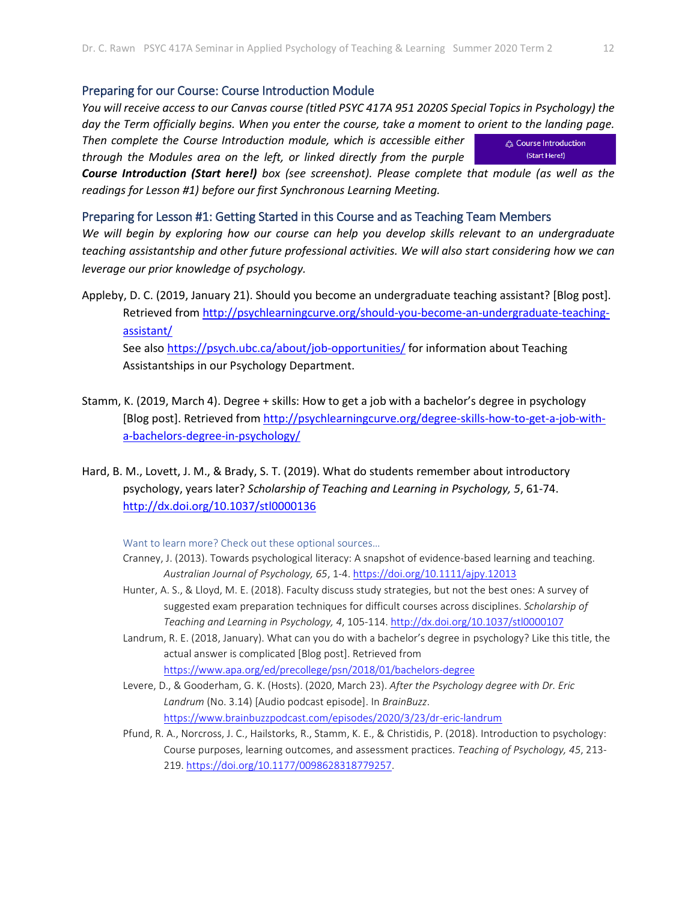## Preparing for our Course: Course Introduction Module

*You will receive access to our Canvas course (titled PSYC 417A 951 2020S Special Topics in Psychology) the day the Term officially begins. When you enter the course, take a moment to orient to the landing page. Then complete the Course Introduction module, which is accessible either through the Modules area on the left, or linked directly from the purple* ***Course Introduction (Start here!)*** *box (see screenshot). Please complete that module (as well as the readings for Lesson #1) before our first Synchronous Learning Meeting.*

Course Introduction
(Start Here!)

## Preparing for Lesson #1: Getting Started in this Course and as Teaching Team Members

*We will begin by exploring how our course can help you develop skills relevant to an undergraduate teaching assistantship and other future professional activities. We will also start considering how we can leverage our prior knowledge of psychology.*

Appleby, D. C. (2019, January 21). Should you become an undergraduate teaching assistant? [Blog post]. Retrieved from http://psychlearningcurve.org/should-you-become-an-undergraduate-teaching-assistant/
See also https://psych.ubc.ca/about/job-opportunities/ for information about Teaching Assistantships in our Psychology Department.

Stamm, K. (2019, March 4). Degree + skills: How to get a job with a bachelor's degree in psychology [Blog post]. Retrieved from http://psychlearningcurve.org/degree-skills-how-to-get-a-job-with-a-bachelors-degree-in-psychology/

Hard, B. M., Lovett, J. M., & Brady, S. T. (2019). What do students remember about introductory psychology, years later? *Scholarship of Teaching and Learning in Psychology, 5*, 61-74. http://dx.doi.org/10.1037/stl0000136

Want to learn more? Check out these optional sources…

Cranney, J. (2013). Towards psychological literacy: A snapshot of evidence-based learning and teaching. *Australian Journal of Psychology, 65*, 1-4. https://doi.org/10.1111/ajpy.12013

Hunter, A. S., & Lloyd, M. E. (2018). Faculty discuss study strategies, but not the best ones: A survey of suggested exam preparation techniques for difficult courses across disciplines. *Scholarship of Teaching and Learning in Psychology, 4*, 105-114. http://dx.doi.org/10.1037/stl0000107

Landrum, R. E. (2018, January). What can you do with a bachelor's degree in psychology? Like this title, the actual answer is complicated [Blog post]. Retrieved from https://www.apa.org/ed/precollege/psn/2018/01/bachelors-degree

Levere, D., & Gooderham, G. K. (Hosts). (2020, March 23). *After the Psychology degree with Dr. Eric Landrum* (No. 3.14) [Audio podcast episode]. In *BrainBuzz*. https://www.brainbuzzpodcast.com/episodes/2020/3/23/dr-eric-landrum

Pfund, R. A., Norcross, J. C., Hailstorks, R., Stamm, K. E., & Christidis, P. (2018). Introduction to psychology: Course purposes, learning outcomes, and assessment practices. *Teaching of Psychology, 45*, 213-219. https://doi.org/10.1177/0098628318779257.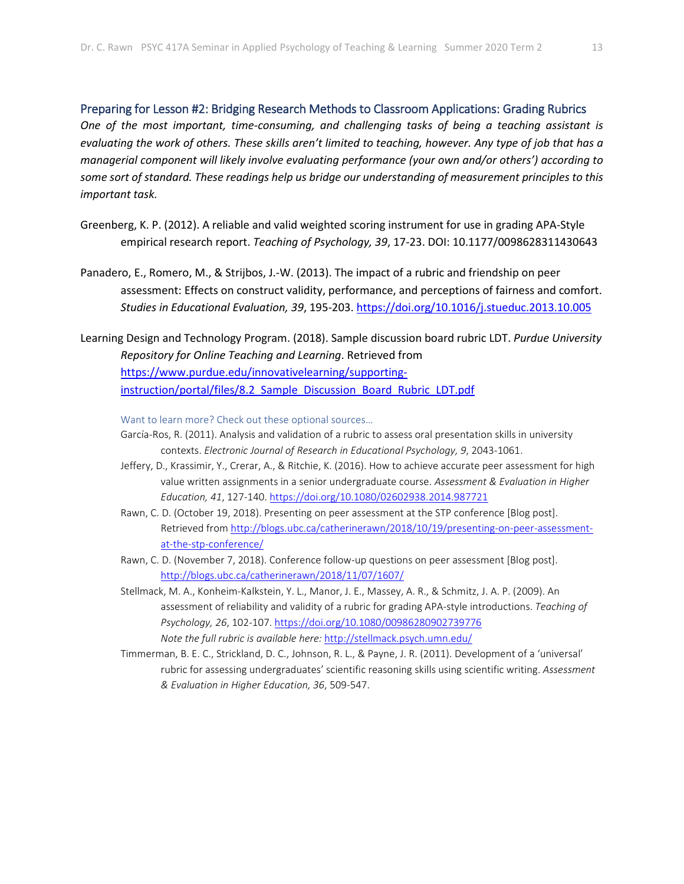## Preparing for Lesson #2: Bridging Research Methods to Classroom Applications: Grading Rubrics

*One of the most important, time-consuming, and challenging tasks of being a teaching assistant is evaluating the work of others. These skills aren't limited to teaching, however. Any type of job that has a managerial component will likely involve evaluating performance (your own and/or others') according to some sort of standard. These readings help us bridge our understanding of measurement principles to this important task.*

Greenberg, K. P. (2012). A reliable and valid weighted scoring instrument for use in grading APA-Style empirical research report. *Teaching of Psychology, 39*, 17-23. DOI: 10.1177/0098628311430643

Panadero, E., Romero, M., & Strijbos, J.-W. (2013). The impact of a rubric and friendship on peer assessment: Effects on construct validity, performance, and perceptions of fairness and comfort. *Studies in Educational Evaluation, 39*, 195-203. https://doi.org/10.1016/j.stueduc.2013.10.005

Learning Design and Technology Program. (2018). Sample discussion board rubric LDT. *Purdue University Repository for Online Teaching and Learning*. Retrieved from https://www.purdue.edu/innovativelearning/supporting-instruction/portal/files/8.2_Sample_Discussion_Board_Rubric_LDT.pdf

Want to learn more? Check out these optional sources…

García-Ros, R. (2011). Analysis and validation of a rubric to assess oral presentation skills in university contexts. *Electronic Journal of Research in Educational Psychology, 9*, 2043-1061.

Jeffery, D., Krassimir, Y., Crerar, A., & Ritchie, K. (2016). How to achieve accurate peer assessment for high value written assignments in a senior undergraduate course. *Assessment & Evaluation in Higher Education, 41*, 127-140. https://doi.org/10.1080/02602938.2014.987721

Rawn, C. D. (October 19, 2018). Presenting on peer assessment at the STP conference [Blog post]. Retrieved from http://blogs.ubc.ca/catherinerawn/2018/10/19/presenting-on-peer-assessment-at-the-stp-conference/

Rawn, C. D. (November 7, 2018). Conference follow-up questions on peer assessment [Blog post]. http://blogs.ubc.ca/catherinerawn/2018/11/07/1607/

Stellmack, M. A., Konheim-Kalkstein, Y. L., Manor, J. E., Massey, A. R., & Schmitz, J. A. P. (2009). An assessment of reliability and validity of a rubric for grading APA-style introductions. *Teaching of Psychology, 26*, 102-107. https://doi.org/10.1080/00986280902739776
*Note the full rubric is available here:* http://stellmack.psych.umn.edu/

Timmerman, B. E. C., Strickland, D. C., Johnson, R. L., & Payne, J. R. (2011). Development of a 'universal' rubric for assessing undergraduates' scientific reasoning skills using scientific writing. *Assessment & Evaluation in Higher Education, 36*, 509-547.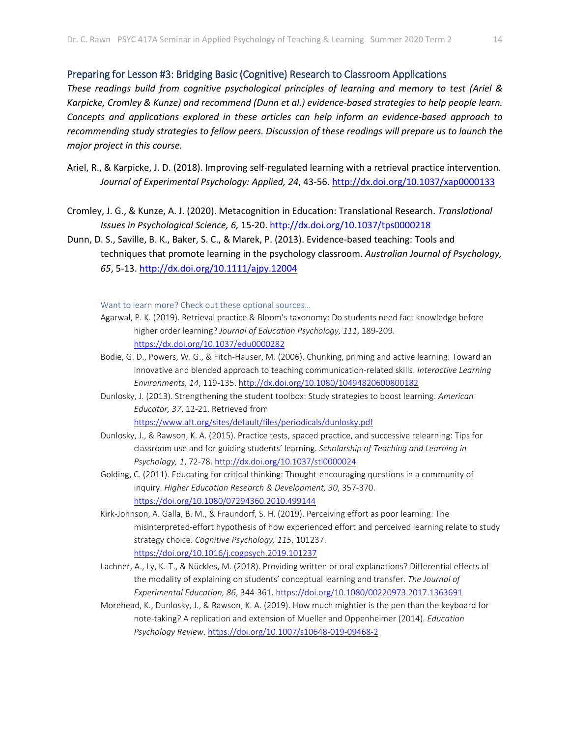## Preparing for Lesson #3: Bridging Basic (Cognitive) Research to Classroom Applications

*These readings build from cognitive psychological principles of learning and memory to test (Ariel & Karpicke, Cromley & Kunze) and recommend (Dunn et al.) evidence-based strategies to help people learn. Concepts and applications explored in these articles can help inform an evidence-based approach to recommending study strategies to fellow peers. Discussion of these readings will prepare us to launch the major project in this course.*

Ariel, R., & Karpicke, J. D. (2018). Improving self-regulated learning with a retrieval practice intervention. *Journal of Experimental Psychology: Applied, 24*, 43-56. http://dx.doi.org/10.1037/xap0000133

Cromley, J. G., & Kunze, A. J. (2020). Metacognition in Education: Translational Research. *Translational Issues in Psychological Science, 6,* 15-20. http://dx.doi.org/10.1037/tps0000218

Dunn, D. S., Saville, B. K., Baker, S. C., & Marek, P. (2013). Evidence-based teaching: Tools and techniques that promote learning in the psychology classroom. *Australian Journal of Psychology, 65*, 5-13. http://dx.doi.org/10.1111/ajpy.12004

#### Want to learn more? Check out these optional sources…

Agarwal, P. K. (2019). Retrieval practice & Bloom's taxonomy: Do students need fact knowledge before higher order learning? *Journal of Education Psychology, 111*, 189-209. https://dx.doi.org/10.1037/edu0000282

Bodie, G. D., Powers, W. G., & Fitch-Hauser, M. (2006). Chunking, priming and active learning: Toward an innovative and blended approach to teaching communication-related skills. *Interactive Learning Environments, 14*, 119-135. http://dx.doi.org/10.1080/10494820600800182

Dunlosky, J. (2013). Strengthening the student toolbox: Study strategies to boost learning. *American Educator, 37*, 12-21. Retrieved from https://www.aft.org/sites/default/files/periodicals/dunlosky.pdf

Dunlosky, J., & Rawson, K. A. (2015). Practice tests, spaced practice, and successive relearning: Tips for classroom use and for guiding students' learning. *Scholarship of Teaching and Learning in Psychology, 1*, 72-78. http://dx.doi.org/10.1037/stl0000024

Golding, C. (2011). Educating for critical thinking: Thought-encouraging questions in a community of inquiry. *Higher Education Research & Development, 30*, 357-370. https://doi.org/10.1080/07294360.2010.499144

Kirk-Johnson, A. Galla, B. M., & Fraundorf, S. H. (2019). Perceiving effort as poor learning: The misinterpreted-effort hypothesis of how experienced effort and perceived learning relate to study strategy choice. *Cognitive Psychology, 115*, 101237. https://doi.org/10.1016/j.cogpsych.2019.101237

Lachner, A., Ly, K.-T., & Nückles, M. (2018). Providing written or oral explanations? Differential effects of the modality of explaining on students' conceptual learning and transfer. *The Journal of Experimental Education, 86*, 344-361. https://doi.org/10.1080/00220973.2017.1363691

Morehead, K., Dunlosky, J., & Rawson, K. A. (2019). How much mightier is the pen than the keyboard for note-taking? A replication and extension of Mueller and Oppenheimer (2014). *Education Psychology Review*. https://doi.org/10.1007/s10648-019-09468-2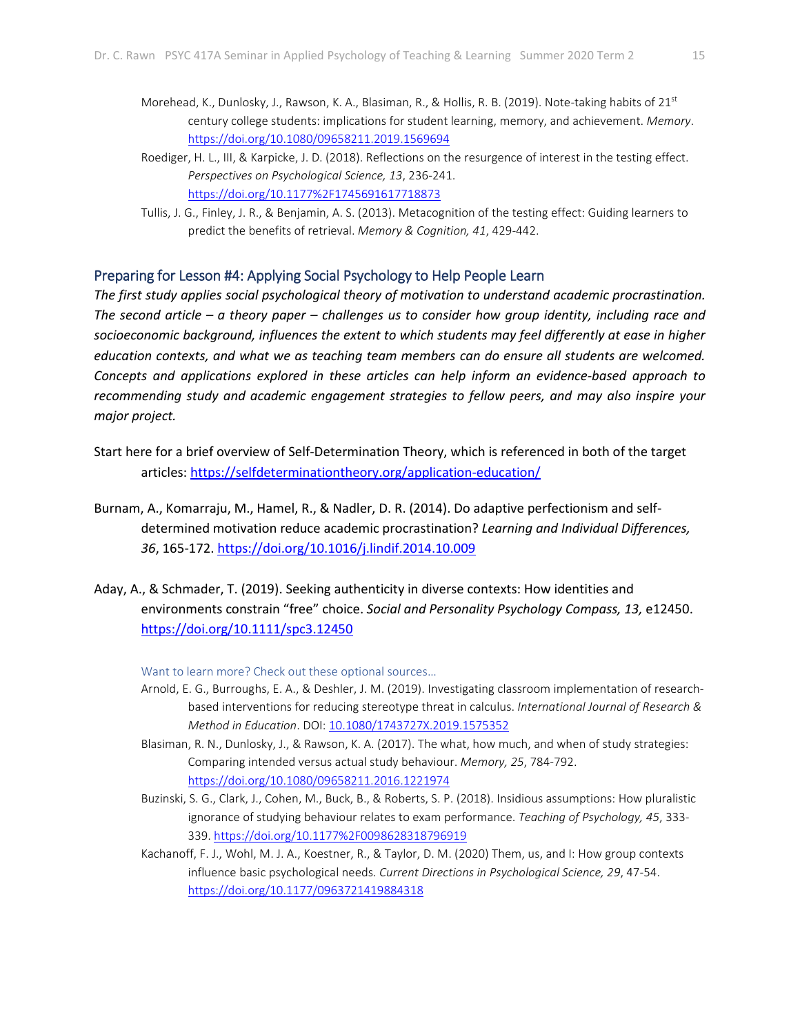Morehead, K., Dunlosky, J., Rawson, K. A., Blasiman, R., & Hollis, R. B. (2019). Note-taking habits of 21st century college students: implications for student learning, memory, and achievement. *Memory*. https://doi.org/10.1080/09658211.2019.1569694

Roediger, H. L., III, & Karpicke, J. D. (2018). Reflections on the resurgence of interest in the testing effect. *Perspectives on Psychological Science, 13*, 236-241. https://doi.org/10.1177%2F1745691617718873

Tullis, J. G., Finley, J. R., & Benjamin, A. S. (2013). Metacognition of the testing effect: Guiding learners to predict the benefits of retrieval. *Memory & Cognition, 41*, 429-442.

## Preparing for Lesson #4: Applying Social Psychology to Help People Learn

*The first study applies social psychological theory of motivation to understand academic procrastination. The second article – a theory paper – challenges us to consider how group identity, including race and socioeconomic background, influences the extent to which students may feel differently at ease in higher education contexts, and what we as teaching team members can do ensure all students are welcomed. Concepts and applications explored in these articles can help inform an evidence-based approach to recommending study and academic engagement strategies to fellow peers, and may also inspire your major project.*

Start here for a brief overview of Self-Determination Theory, which is referenced in both of the target articles: https://selfdeterminationtheory.org/application-education/

Burnam, A., Komarraju, M., Hamel, R., & Nadler, D. R. (2014). Do adaptive perfectionism and self-determined motivation reduce academic procrastination? *Learning and Individual Differences, 36*, 165-172. https://doi.org/10.1016/j.lindif.2014.10.009

Aday, A., & Schmader, T. (2019). Seeking authenticity in diverse contexts: How identities and environments constrain "free" choice. *Social and Personality Psychology Compass, 13,* e12450. https://doi.org/10.1111/spc3.12450

Want to learn more? Check out these optional sources…

Arnold, E. G., Burroughs, E. A., & Deshler, J. M. (2019). Investigating classroom implementation of research-based interventions for reducing stereotype threat in calculus. *International Journal of Research & Method in Education*. DOI: 10.1080/1743727X.2019.1575352

Blasiman, R. N., Dunlosky, J., & Rawson, K. A. (2017). The what, how much, and when of study strategies: Comparing intended versus actual study behaviour. *Memory, 25*, 784-792. https://doi.org/10.1080/09658211.2016.1221974

Buzinski, S. G., Clark, J., Cohen, M., Buck, B., & Roberts, S. P. (2018). Insidious assumptions: How pluralistic ignorance of studying behaviour relates to exam performance. *Teaching of Psychology, 45*, 333-339. https://doi.org/10.1177%2F0098628318796919

Kachanoff, F. J., Wohl, M. J. A., Koestner, R., & Taylor, D. M. (2020) Them, us, and I: How group contexts influence basic psychological needs. *Current Directions in Psychological Science, 29*, 47-54. https://doi.org/10.1177/0963721419884318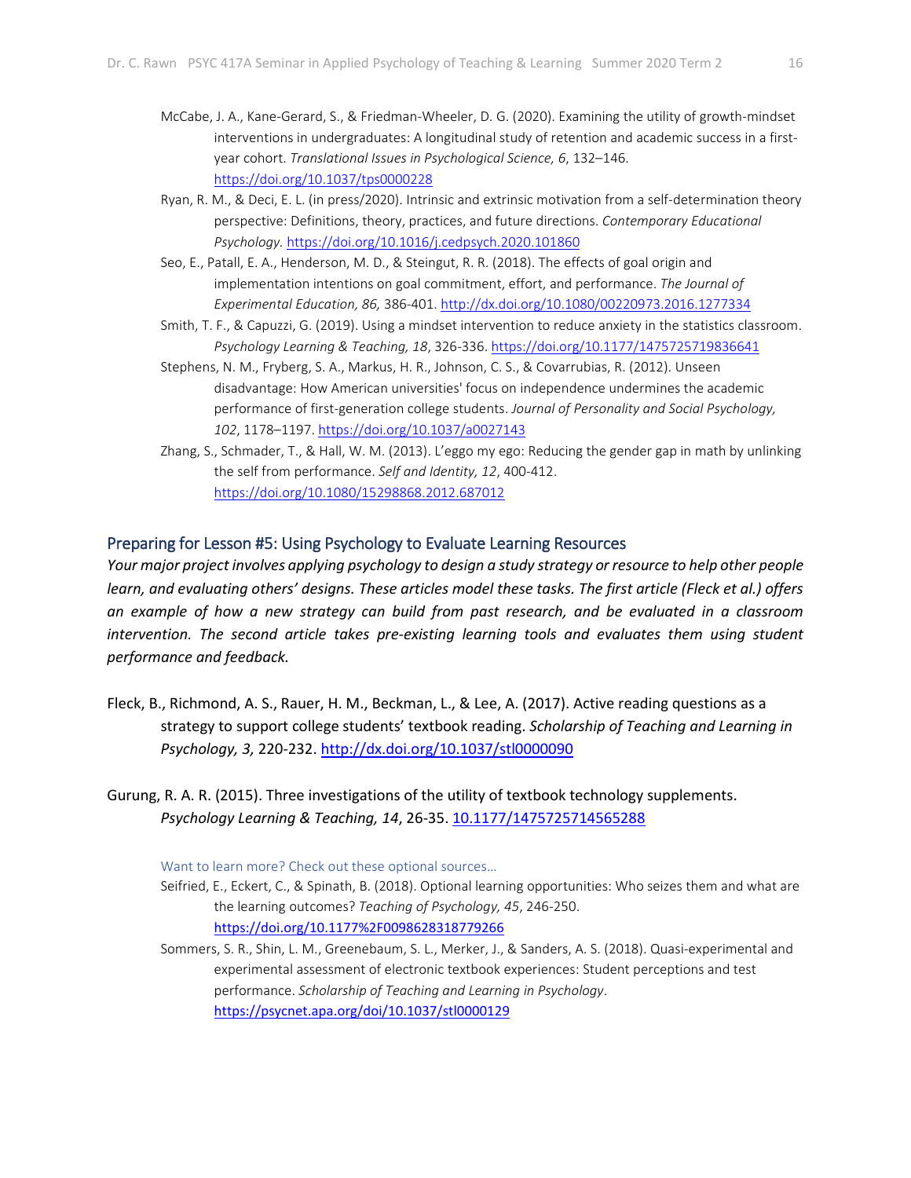McCabe, J. A., Kane-Gerard, S., & Friedman-Wheeler, D. G. (2020). Examining the utility of growth-mindset interventions in undergraduates: A longitudinal study of retention and academic success in a first-year cohort. *Translational Issues in Psychological Science, 6*, 132–146. https://doi.org/10.1037/tps0000228

Ryan, R. M., & Deci, E. L. (in press/2020). Intrinsic and extrinsic motivation from a self-determination theory perspective: Definitions, theory, practices, and future directions. *Contemporary Educational Psychology.* https://doi.org/10.1016/j.cedpsych.2020.101860

Seo, E., Patall, E. A., Henderson, M. D., & Steingut, R. R. (2018). The effects of goal origin and implementation intentions on goal commitment, effort, and performance. *The Journal of Experimental Education, 86,* 386-401. http://dx.doi.org/10.1080/00220973.2016.1277334

Smith, T. F., & Capuzzi, G. (2019). Using a mindset intervention to reduce anxiety in the statistics classroom. *Psychology Learning & Teaching, 18*, 326-336. https://doi.org/10.1177/1475725719836641

Stephens, N. M., Fryberg, S. A., Markus, H. R., Johnson, C. S., & Covarrubias, R. (2012). Unseen disadvantage: How American universities' focus on independence undermines the academic performance of first-generation college students. *Journal of Personality and Social Psychology, 102*, 1178–1197. https://doi.org/10.1037/a0027143

Zhang, S., Schmader, T., & Hall, W. M. (2013). L'eggo my ego: Reducing the gender gap in math by unlinking the self from performance. *Self and Identity, 12*, 400-412. https://doi.org/10.1080/15298868.2012.687012

## Preparing for Lesson #5: Using Psychology to Evaluate Learning Resources

*Your major project involves applying psychology to design a study strategy or resource to help other people learn, and evaluating others' designs. These articles model these tasks. The first article (Fleck et al.) offers an example of how a new strategy can build from past research, and be evaluated in a classroom intervention. The second article takes pre-existing learning tools and evaluates them using student performance and feedback.*

Fleck, B., Richmond, A. S., Rauer, H. M., Beckman, L., & Lee, A. (2017). Active reading questions as a strategy to support college students' textbook reading. *Scholarship of Teaching and Learning in Psychology, 3,* 220-232. http://dx.doi.org/10.1037/stl0000090

Gurung, R. A. R. (2015). Three investigations of the utility of textbook technology supplements. *Psychology Learning & Teaching, 14*, 26-35. 10.1177/1475725714565288

Want to learn more? Check out these optional sources…

Seifried, E., Eckert, C., & Spinath, B. (2018). Optional learning opportunities: Who seizes them and what are the learning outcomes? *Teaching of Psychology, 45*, 246-250. https://doi.org/10.1177%2F0098628318779266

Sommers, S. R., Shin, L. M., Greenebaum, S. L., Merker, J., & Sanders, A. S. (2018). Quasi-experimental and experimental assessment of electronic textbook experiences: Student perceptions and test performance. *Scholarship of Teaching and Learning in Psychology*. https://psycnet.apa.org/doi/10.1037/stl0000129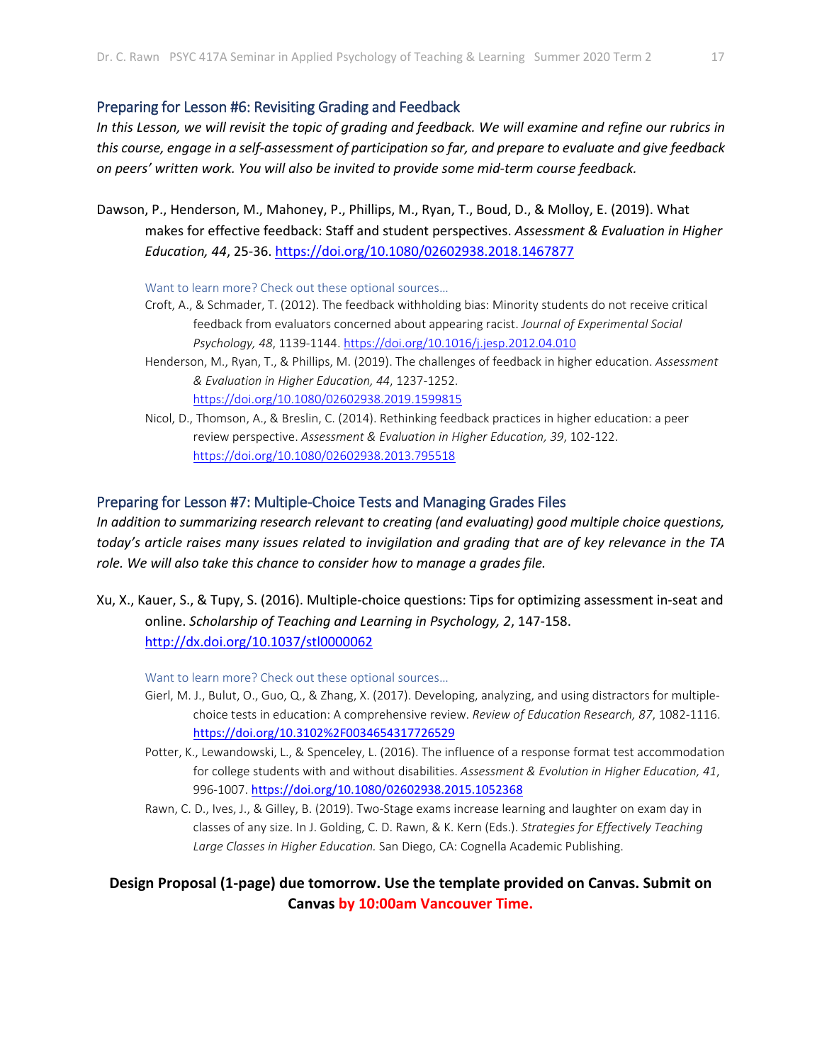## Preparing for Lesson #6: Revisiting Grading and Feedback

*In this Lesson, we will revisit the topic of grading and feedback. We will examine and refine our rubrics in this course, engage in a self-assessment of participation so far, and prepare to evaluate and give feedback on peers' written work. You will also be invited to provide some mid-term course feedback.*

Dawson, P., Henderson, M., Mahoney, P., Phillips, M., Ryan, T., Boud, D., & Molloy, E. (2019). What makes for effective feedback: Staff and student perspectives. *Assessment & Evaluation in Higher Education, 44*, 25-36. https://doi.org/10.1080/02602938.2018.1467877

Want to learn more? Check out these optional sources…

Croft, A., & Schmader, T. (2012). The feedback withholding bias: Minority students do not receive critical feedback from evaluators concerned about appearing racist. *Journal of Experimental Social Psychology, 48*, 1139-1144. https://doi.org/10.1016/j.jesp.2012.04.010

Henderson, M., Ryan, T., & Phillips, M. (2019). The challenges of feedback in higher education. *Assessment & Evaluation in Higher Education, 44*, 1237-1252. https://doi.org/10.1080/02602938.2019.1599815

Nicol, D., Thomson, A., & Breslin, C. (2014). Rethinking feedback practices in higher education: a peer review perspective. *Assessment & Evaluation in Higher Education, 39*, 102-122. https://doi.org/10.1080/02602938.2013.795518

## Preparing for Lesson #7: Multiple-Choice Tests and Managing Grades Files

*In addition to summarizing research relevant to creating (and evaluating) good multiple choice questions, today's article raises many issues related to invigilation and grading that are of key relevance in the TA role. We will also take this chance to consider how to manage a grades file.*

Xu, X., Kauer, S., & Tupy, S. (2016). Multiple-choice questions: Tips for optimizing assessment in-seat and online. *Scholarship of Teaching and Learning in Psychology, 2*, 147-158. http://dx.doi.org/10.1037/stl0000062

Want to learn more? Check out these optional sources…

Gierl, M. J., Bulut, O., Guo, Q., & Zhang, X. (2017). Developing, analyzing, and using distractors for multiple-choice tests in education: A comprehensive review. *Review of Education Research, 87*, 1082-1116. https://doi.org/10.3102%2F0034654317726529

Potter, K., Lewandowski, L., & Spenceley, L. (2016). The influence of a response format test accommodation for college students with and without disabilities. *Assessment & Evolution in Higher Education, 41*, 996-1007. https://doi.org/10.1080/02602938.2015.1052368

Rawn, C. D., Ives, J., & Gilley, B. (2019). Two-Stage exams increase learning and laughter on exam day in classes of any size. In J. Golding, C. D. Rawn, & K. Kern (Eds.). *Strategies for Effectively Teaching Large Classes in Higher Education.* San Diego, CA: Cognella Academic Publishing.

**Design Proposal (1-page) due tomorrow. Use the template provided on Canvas. Submit on Canvas by 10:00am Vancouver Time.**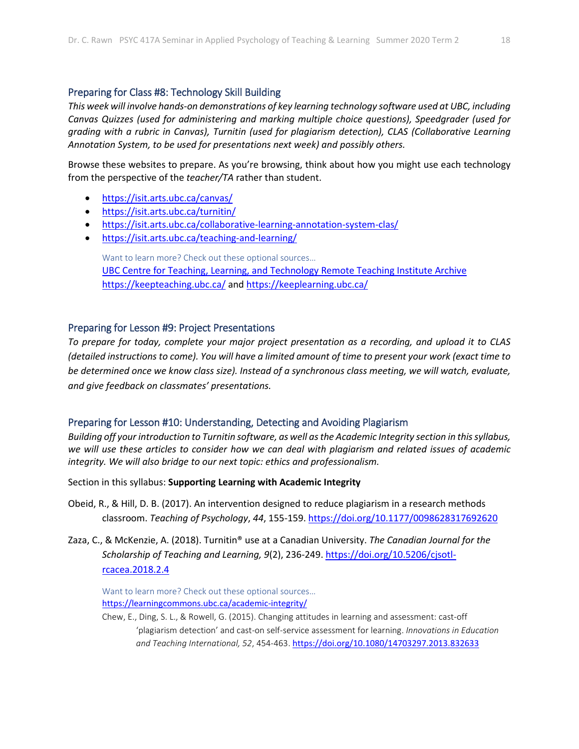## Preparing for Class #8: Technology Skill Building

*This week will involve hands-on demonstrations of key learning technology software used at UBC, including Canvas Quizzes (used for administering and marking multiple choice questions), Speedgrader (used for grading with a rubric in Canvas), Turnitin (used for plagiarism detection), CLAS (Collaborative Learning Annotation System, to be used for presentations next week) and possibly others.*

Browse these websites to prepare. As you're browsing, think about how you might use each technology from the perspective of the *teacher/TA* rather than student.

- https://isit.arts.ubc.ca/canvas/
- https://isit.arts.ubc.ca/turnitin/
- https://isit.arts.ubc.ca/collaborative-learning-annotation-system-clas/
- https://isit.arts.ubc.ca/teaching-and-learning/

  Want to learn more? Check out these optional sources…
  UBC Centre for Teaching, Learning, and Technology Remote Teaching Institute Archive
  https://keepteaching.ubc.ca/ and https://keeplearning.ubc.ca/

## Preparing for Lesson #9: Project Presentations

*To prepare for today, complete your major project presentation as a recording, and upload it to CLAS (detailed instructions to come). You will have a limited amount of time to present your work (exact time to be determined once we know class size). Instead of a synchronous class meeting, we will watch, evaluate, and give feedback on classmates' presentations.*

## Preparing for Lesson #10: Understanding, Detecting and Avoiding Plagiarism

*Building off your introduction to Turnitin software, as well as the Academic Integrity section in this syllabus, we will use these articles to consider how we can deal with plagiarism and related issues of academic integrity. We will also bridge to our next topic: ethics and professionalism.*

Section in this syllabus: **Supporting Learning with Academic Integrity**

Obeid, R., & Hill, D. B. (2017). An intervention designed to reduce plagiarism in a research methods classroom. *Teaching of Psychology*, *44*, 155-159. https://doi.org/10.1177/0098628317692620

Zaza, C., & McKenzie, A. (2018). Turnitin® use at a Canadian University. *The Canadian Journal for the Scholarship of Teaching and Learning, 9*(2), 236-249. https://doi.org/10.5206/cjsotl-rcacea.2018.2.4

Want to learn more? Check out these optional sources…
https://learningcommons.ubc.ca/academic-integrity/

Chew, E., Ding, S. L., & Rowell, G. (2015). Changing attitudes in learning and assessment: cast-off 'plagiarism detection' and cast-on self-service assessment for learning. *Innovations in Education and Teaching International, 52*, 454-463. https://doi.org/10.1080/14703297.2013.832633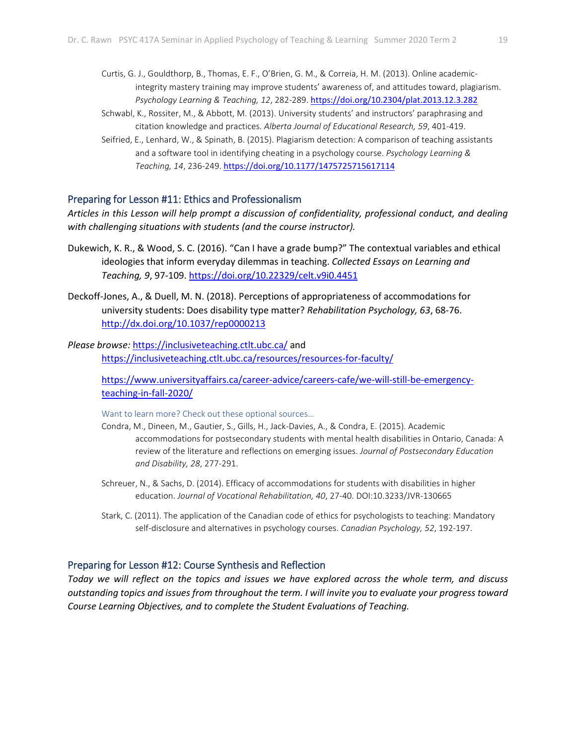Curtis, G. J., Gouldthorp, B., Thomas, E. F., O'Brien, G. M., & Correia, H. M. (2013). Online academic-integrity mastery training may improve students' awareness of, and attitudes toward, plagiarism. *Psychology Learning & Teaching, 12*, 282-289. https://doi.org/10.2304/plat.2013.12.3.282

Schwabl, K., Rossiter, M., & Abbott, M. (2013). University students' and instructors' paraphrasing and citation knowledge and practices. *Alberta Journal of Educational Research, 59*, 401-419.

Seifried, E., Lenhard, W., & Spinath, B. (2015). Plagiarism detection: A comparison of teaching assistants and a software tool in identifying cheating in a psychology course. *Psychology Learning & Teaching, 14*, 236-249. https://doi.org/10.1177/1475725715617114

## Preparing for Lesson #11: Ethics and Professionalism

*Articles in this Lesson will help prompt a discussion of confidentiality, professional conduct, and dealing with challenging situations with students (and the course instructor).*

Dukewich, K. R., & Wood, S. C. (2016). "Can I have a grade bump?" The contextual variables and ethical ideologies that inform everyday dilemmas in teaching. *Collected Essays on Learning and Teaching, 9*, 97-109. https://doi.org/10.22329/celt.v9i0.4451

Deckoff-Jones, A., & Duell, M. N. (2018). Perceptions of appropriateness of accommodations for university students: Does disability type matter? *Rehabilitation Psychology, 63*, 68-76. http://dx.doi.org/10.1037/rep0000213

*Please browse:* https://inclusiveteaching.ctlt.ubc.ca/ and https://inclusiveteaching.ctlt.ubc.ca/resources/resources-for-faculty/

https://www.universityaffairs.ca/career-advice/careers-cafe/we-will-still-be-emergency-teaching-in-fall-2020/

Want to learn more? Check out these optional sources…

Condra, M., Dineen, M., Gautier, S., Gills, H., Jack-Davies, A., & Condra, E. (2015). Academic accommodations for postsecondary students with mental health disabilities in Ontario, Canada: A review of the literature and reflections on emerging issues. *Journal of Postsecondary Education and Disability, 28*, 277-291.

Schreuer, N., & Sachs, D. (2014). Efficacy of accommodations for students with disabilities in higher education. *Journal of Vocational Rehabilitation, 40*, 27-40. DOI:10.3233/JVR-130665

Stark, C. (2011). The application of the Canadian code of ethics for psychologists to teaching: Mandatory self-disclosure and alternatives in psychology courses. *Canadian Psychology, 52*, 192-197.

## Preparing for Lesson #12: Course Synthesis and Reflection

*Today we will reflect on the topics and issues we have explored across the whole term, and discuss outstanding topics and issues from throughout the term. I will invite you to evaluate your progress toward Course Learning Objectives, and to complete the Student Evaluations of Teaching.*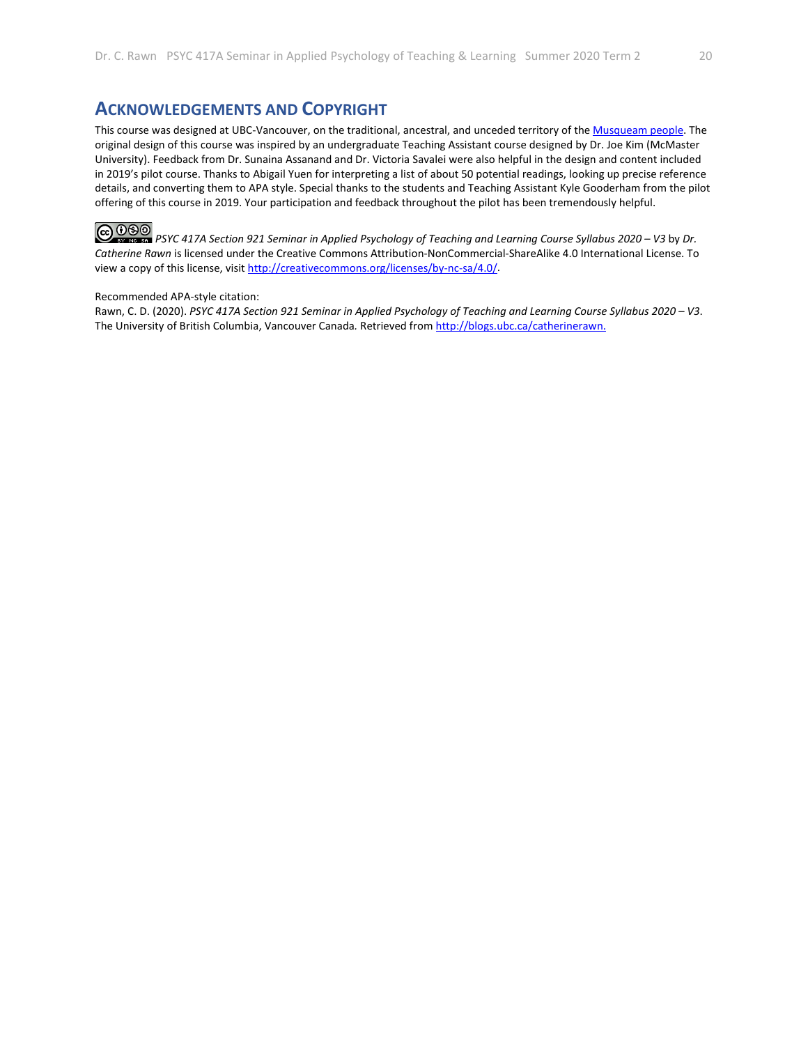## Acknowledgements and Copyright

This course was designed at UBC-Vancouver, on the traditional, ancestral, and unceded territory of the [Musqueam people](). The original design of this course was inspired by an undergraduate Teaching Assistant course designed by Dr. Joe Kim (McMaster University). Feedback from Dr. Sunaina Assanand and Dr. Victoria Savalei were also helpful in the design and content included in 2019's pilot course. Thanks to Abigail Yuen for interpreting a list of about 50 potential readings, looking up precise reference details, and converting them to APA style. Special thanks to the students and Teaching Assistant Kyle Gooderham from the pilot offering of this course in 2019. Your participation and feedback throughout the pilot has been tremendously helpful.

*PSYC 417A Section 921 Seminar in Applied Psychology of Teaching and Learning Course Syllabus 2020 – V3* by *Dr. Catherine Rawn* is licensed under the Creative Commons Attribution-NonCommercial-ShareAlike 4.0 International License. To view a copy of this license, visit http://creativecommons.org/licenses/by-nc-sa/4.0/.

Recommended APA-style citation:
Rawn, C. D. (2020). *PSYC 417A Section 921 Seminar in Applied Psychology of Teaching and Learning Course Syllabus 2020 – V3*. The University of British Columbia, Vancouver Canada. Retrieved from http://blogs.ubc.ca/catherinerawn.